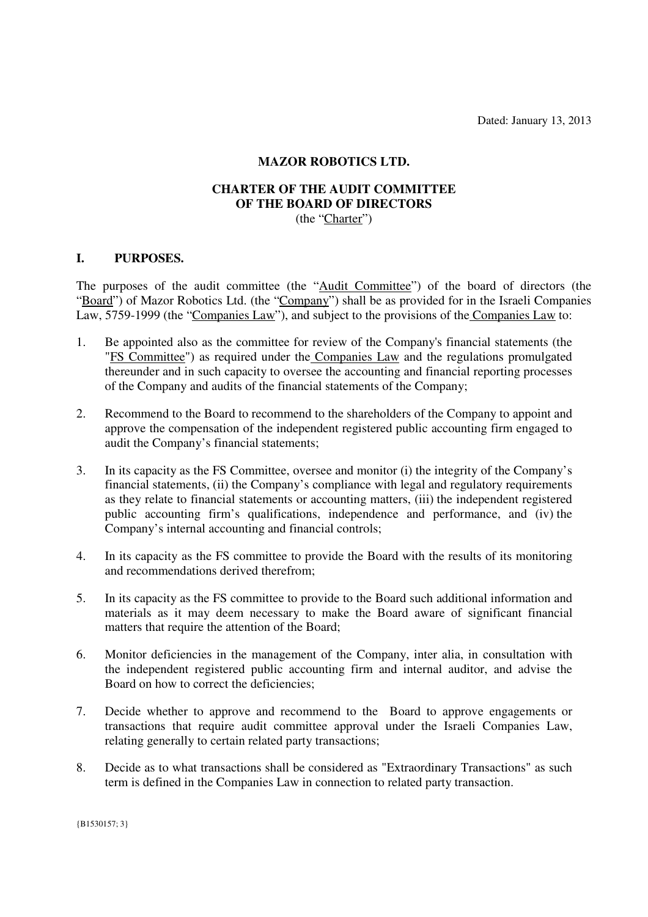Dated: January 13, 2013

**MAZOR ROBOTICS LTD.**

**CHARTER OF THE AUDIT COMMITTEE OF THE BOARD OF DIRECTORS**
(the "Charter")

## I. PURPOSES.

The purposes of the audit committee (the "Audit Committee") of the board of directors (the "Board") of Mazor Robotics Ltd. (the "Company") shall be as provided for in the Israeli Companies Law, 5759-1999 (the "Companies Law"), and subject to the provisions of the Companies Law to:

1. Be appointed also as the committee for review of the Company's financial statements (the "FS Committee") as required under the Companies Law and the regulations promulgated thereunder and in such capacity to oversee the accounting and financial reporting processes of the Company and audits of the financial statements of the Company;

2. Recommend to the Board to recommend to the shareholders of the Company to appoint and approve the compensation of the independent registered public accounting firm engaged to audit the Company's financial statements;

3. In its capacity as the FS Committee, oversee and monitor (i) the integrity of the Company's financial statements, (ii) the Company's compliance with legal and regulatory requirements as they relate to financial statements or accounting matters, (iii) the independent registered public accounting firm's qualifications, independence and performance, and (iv) the Company's internal accounting and financial controls;

4. In its capacity as the FS committee to provide the Board with the results of its monitoring and recommendations derived therefrom;

5. In its capacity as the FS committee to provide to the Board such additional information and materials as it may deem necessary to make the Board aware of significant financial matters that require the attention of the Board;

6. Monitor deficiencies in the management of the Company, inter alia, in consultation with the independent registered public accounting firm and internal auditor, and advise the Board on how to correct the deficiencies;

7. Decide whether to approve and recommend to the Board to approve engagements or transactions that require audit committee approval under the Israeli Companies Law, relating generally to certain related party transactions;

8. Decide as to what transactions shall be considered as "Extraordinary Transactions" as such term is defined in the Companies Law in connection to related party transaction.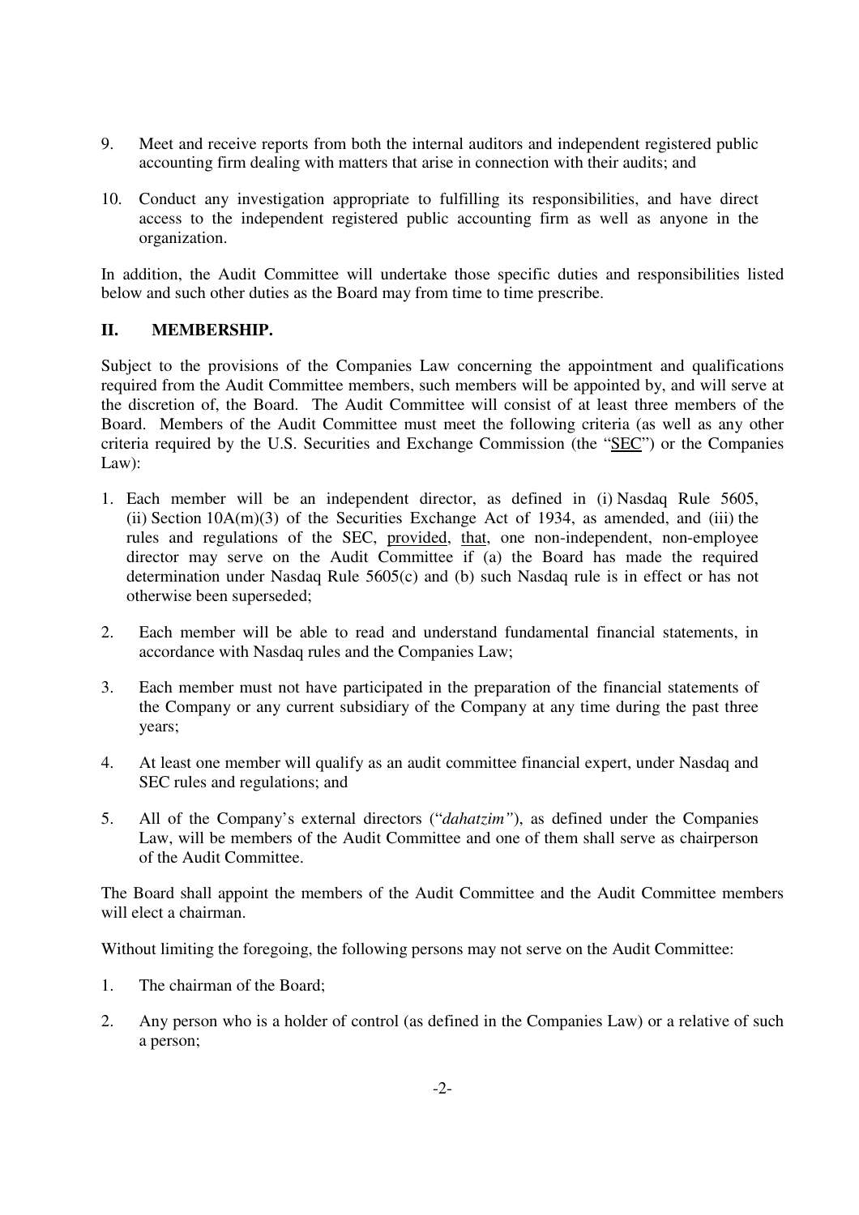9. Meet and receive reports from both the internal auditors and independent registered public accounting firm dealing with matters that arise in connection with their audits; and

10. Conduct any investigation appropriate to fulfilling its responsibilities, and have direct access to the independent registered public accounting firm as well as anyone in the organization.

In addition, the Audit Committee will undertake those specific duties and responsibilities listed below and such other duties as the Board may from time to time prescribe.

## II. MEMBERSHIP.

Subject to the provisions of the Companies Law concerning the appointment and qualifications required from the Audit Committee members, such members will be appointed by, and will serve at the discretion of, the Board. The Audit Committee will consist of at least three members of the Board. Members of the Audit Committee must meet the following criteria (as well as any other criteria required by the U.S. Securities and Exchange Commission (the "SEC") or the Companies Law):

1. Each member will be an independent director, as defined in (i) Nasdaq Rule 5605, (ii) Section 10A(m)(3) of the Securities Exchange Act of 1934, as amended, and (iii) the rules and regulations of the SEC, provided, that, one non-independent, non-employee director may serve on the Audit Committee if (a) the Board has made the required determination under Nasdaq Rule 5605(c) and (b) such Nasdaq rule is in effect or has not otherwise been superseded;

2. Each member will be able to read and understand fundamental financial statements, in accordance with Nasdaq rules and the Companies Law;

3. Each member must not have participated in the preparation of the financial statements of the Company or any current subsidiary of the Company at any time during the past three years;

4. At least one member will qualify as an audit committee financial expert, under Nasdaq and SEC rules and regulations; and

5. All of the Company's external directors ("*dahatzim"*), as defined under the Companies Law, will be members of the Audit Committee and one of them shall serve as chairperson of the Audit Committee.

The Board shall appoint the members of the Audit Committee and the Audit Committee members will elect a chairman.

Without limiting the foregoing, the following persons may not serve on the Audit Committee:

1. The chairman of the Board;

2. Any person who is a holder of control (as defined in the Companies Law) or a relative of such a person;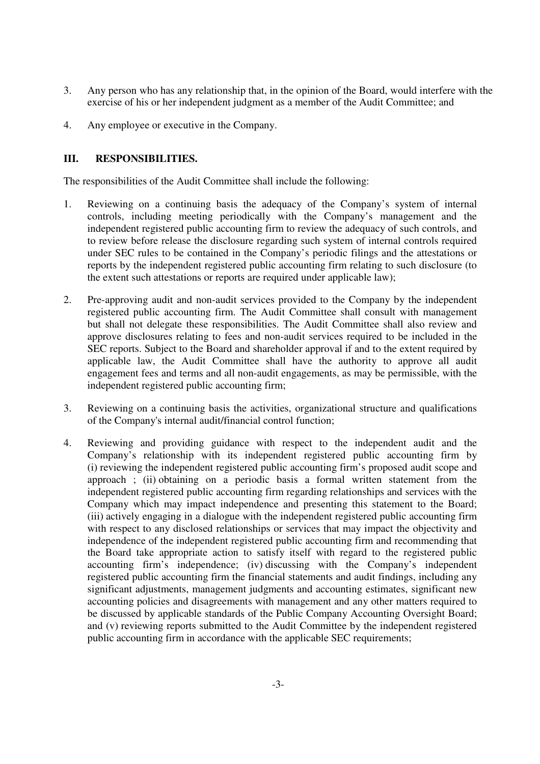3. Any person who has any relationship that, in the opinion of the Board, would interfere with the exercise of his or her independent judgment as a member of the Audit Committee; and

4. Any employee or executive in the Company.

## III. RESPONSIBILITIES.

The responsibilities of the Audit Committee shall include the following:

1. Reviewing on a continuing basis the adequacy of the Company's system of internal controls, including meeting periodically with the Company's management and the independent registered public accounting firm to review the adequacy of such controls, and to review before release the disclosure regarding such system of internal controls required under SEC rules to be contained in the Company's periodic filings and the attestations or reports by the independent registered public accounting firm relating to such disclosure (to the extent such attestations or reports are required under applicable law);

2. Pre-approving audit and non-audit services provided to the Company by the independent registered public accounting firm. The Audit Committee shall consult with management but shall not delegate these responsibilities. The Audit Committee shall also review and approve disclosures relating to fees and non-audit services required to be included in the SEC reports. Subject to the Board and shareholder approval if and to the extent required by applicable law, the Audit Committee shall have the authority to approve all audit engagement fees and terms and all non-audit engagements, as may be permissible, with the independent registered public accounting firm;

3. Reviewing on a continuing basis the activities, organizational structure and qualifications of the Company's internal audit/financial control function;

4. Reviewing and providing guidance with respect to the independent audit and the Company's relationship with its independent registered public accounting firm by (i) reviewing the independent registered public accounting firm's proposed audit scope and approach ; (ii) obtaining on a periodic basis a formal written statement from the independent registered public accounting firm regarding relationships and services with the Company which may impact independence and presenting this statement to the Board; (iii) actively engaging in a dialogue with the independent registered public accounting firm with respect to any disclosed relationships or services that may impact the objectivity and independence of the independent registered public accounting firm and recommending that the Board take appropriate action to satisfy itself with regard to the registered public accounting firm's independence; (iv) discussing with the Company's independent registered public accounting firm the financial statements and audit findings, including any significant adjustments, management judgments and accounting estimates, significant new accounting policies and disagreements with management and any other matters required to be discussed by applicable standards of the Public Company Accounting Oversight Board; and (v) reviewing reports submitted to the Audit Committee by the independent registered public accounting firm in accordance with the applicable SEC requirements;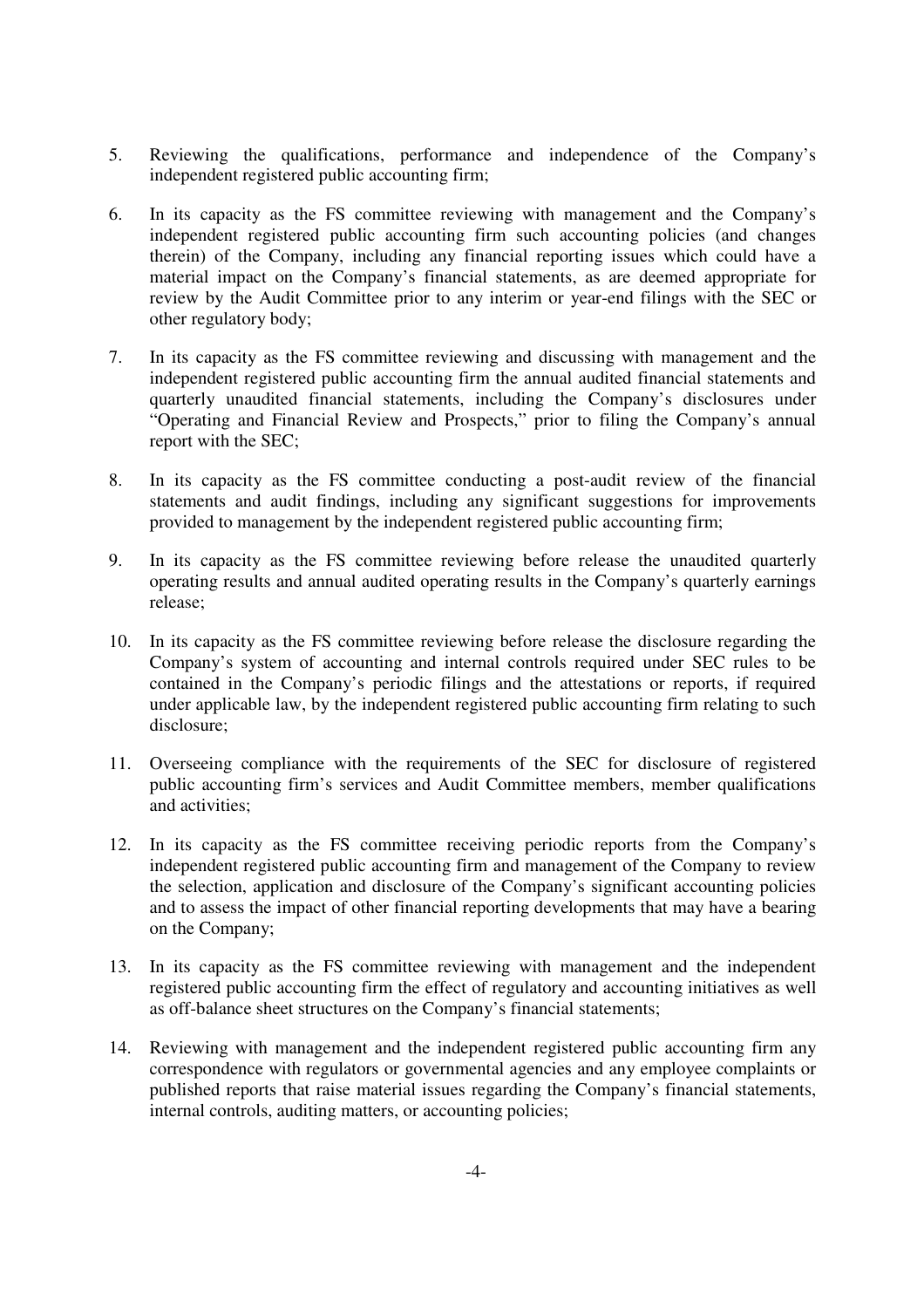5. Reviewing the qualifications, performance and independence of the Company's independent registered public accounting firm;

6. In its capacity as the FS committee reviewing with management and the Company's independent registered public accounting firm such accounting policies (and changes therein) of the Company, including any financial reporting issues which could have a material impact on the Company's financial statements, as are deemed appropriate for review by the Audit Committee prior to any interim or year-end filings with the SEC or other regulatory body;

7. In its capacity as the FS committee reviewing and discussing with management and the independent registered public accounting firm the annual audited financial statements and quarterly unaudited financial statements, including the Company's disclosures under "Operating and Financial Review and Prospects," prior to filing the Company's annual report with the SEC;

8. In its capacity as the FS committee conducting a post-audit review of the financial statements and audit findings, including any significant suggestions for improvements provided to management by the independent registered public accounting firm;

9. In its capacity as the FS committee reviewing before release the unaudited quarterly operating results and annual audited operating results in the Company's quarterly earnings release;

10. In its capacity as the FS committee reviewing before release the disclosure regarding the Company's system of accounting and internal controls required under SEC rules to be contained in the Company's periodic filings and the attestations or reports, if required under applicable law, by the independent registered public accounting firm relating to such disclosure;

11. Overseeing compliance with the requirements of the SEC for disclosure of registered public accounting firm's services and Audit Committee members, member qualifications and activities;

12. In its capacity as the FS committee receiving periodic reports from the Company's independent registered public accounting firm and management of the Company to review the selection, application and disclosure of the Company's significant accounting policies and to assess the impact of other financial reporting developments that may have a bearing on the Company;

13. In its capacity as the FS committee reviewing with management and the independent registered public accounting firm the effect of regulatory and accounting initiatives as well as off-balance sheet structures on the Company's financial statements;

14. Reviewing with management and the independent registered public accounting firm any correspondence with regulators or governmental agencies and any employee complaints or published reports that raise material issues regarding the Company's financial statements, internal controls, auditing matters, or accounting policies;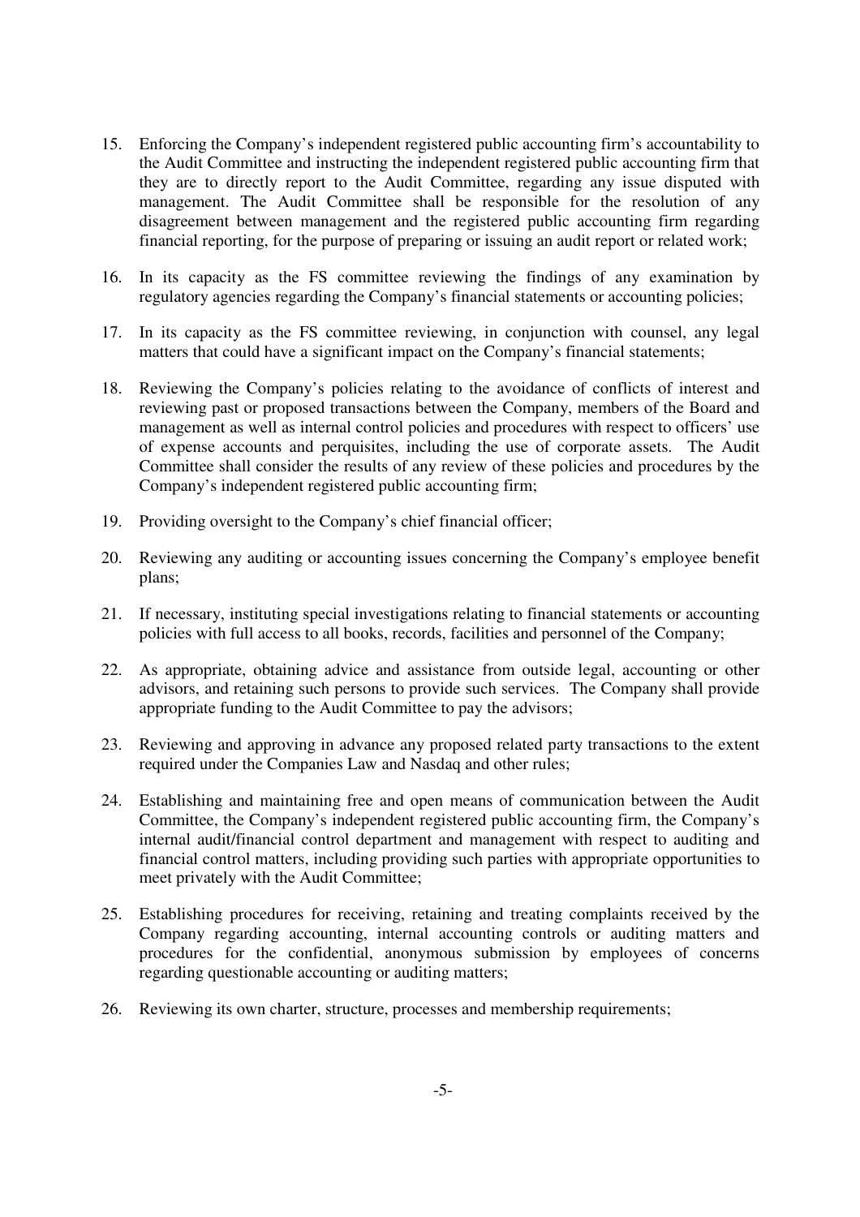15. Enforcing the Company's independent registered public accounting firm's accountability to the Audit Committee and instructing the independent registered public accounting firm that they are to directly report to the Audit Committee, regarding any issue disputed with management. The Audit Committee shall be responsible for the resolution of any disagreement between management and the registered public accounting firm regarding financial reporting, for the purpose of preparing or issuing an audit report or related work;

16. In its capacity as the FS committee reviewing the findings of any examination by regulatory agencies regarding the Company's financial statements or accounting policies;

17. In its capacity as the FS committee reviewing, in conjunction with counsel, any legal matters that could have a significant impact on the Company's financial statements;

18. Reviewing the Company's policies relating to the avoidance of conflicts of interest and reviewing past or proposed transactions between the Company, members of the Board and management as well as internal control policies and procedures with respect to officers' use of expense accounts and perquisites, including the use of corporate assets. The Audit Committee shall consider the results of any review of these policies and procedures by the Company's independent registered public accounting firm;

19. Providing oversight to the Company's chief financial officer;

20. Reviewing any auditing or accounting issues concerning the Company's employee benefit plans;

21. If necessary, instituting special investigations relating to financial statements or accounting policies with full access to all books, records, facilities and personnel of the Company;

22. As appropriate, obtaining advice and assistance from outside legal, accounting or other advisors, and retaining such persons to provide such services. The Company shall provide appropriate funding to the Audit Committee to pay the advisors;

23. Reviewing and approving in advance any proposed related party transactions to the extent required under the Companies Law and Nasdaq and other rules;

24. Establishing and maintaining free and open means of communication between the Audit Committee, the Company's independent registered public accounting firm, the Company's internal audit/financial control department and management with respect to auditing and financial control matters, including providing such parties with appropriate opportunities to meet privately with the Audit Committee;

25. Establishing procedures for receiving, retaining and treating complaints received by the Company regarding accounting, internal accounting controls or auditing matters and procedures for the confidential, anonymous submission by employees of concerns regarding questionable accounting or auditing matters;

26. Reviewing its own charter, structure, processes and membership requirements;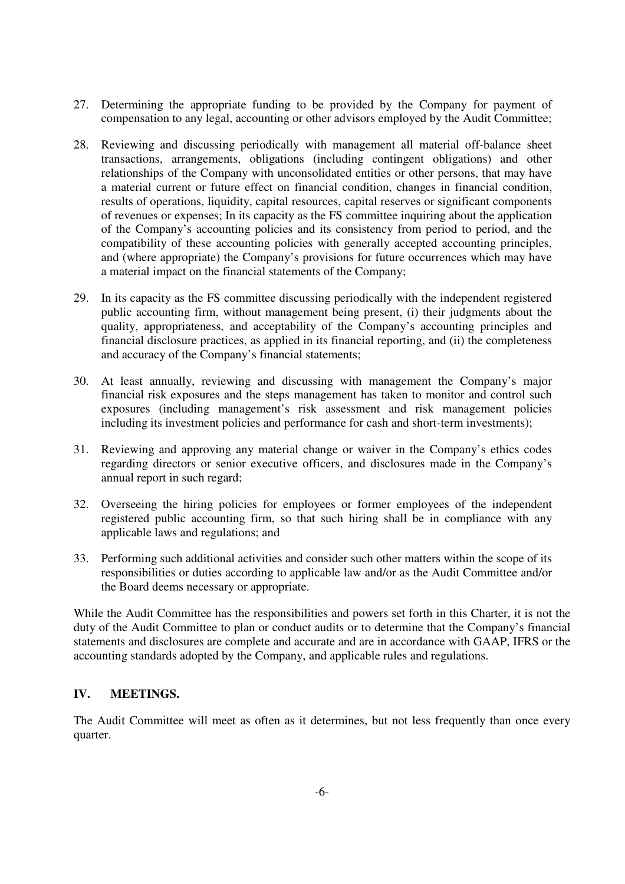27. Determining the appropriate funding to be provided by the Company for payment of compensation to any legal, accounting or other advisors employed by the Audit Committee;

28. Reviewing and discussing periodically with management all material off-balance sheet transactions, arrangements, obligations (including contingent obligations) and other relationships of the Company with unconsolidated entities or other persons, that may have a material current or future effect on financial condition, changes in financial condition, results of operations, liquidity, capital resources, capital reserves or significant components of revenues or expenses; In its capacity as the FS committee inquiring about the application of the Company's accounting policies and its consistency from period to period, and the compatibility of these accounting policies with generally accepted accounting principles, and (where appropriate) the Company's provisions for future occurrences which may have a material impact on the financial statements of the Company;

29. In its capacity as the FS committee discussing periodically with the independent registered public accounting firm, without management being present, (i) their judgments about the quality, appropriateness, and acceptability of the Company's accounting principles and financial disclosure practices, as applied in its financial reporting, and (ii) the completeness and accuracy of the Company's financial statements;

30. At least annually, reviewing and discussing with management the Company's major financial risk exposures and the steps management has taken to monitor and control such exposures (including management's risk assessment and risk management policies including its investment policies and performance for cash and short-term investments);

31. Reviewing and approving any material change or waiver in the Company's ethics codes regarding directors or senior executive officers, and disclosures made in the Company's annual report in such regard;

32. Overseeing the hiring policies for employees or former employees of the independent registered public accounting firm, so that such hiring shall be in compliance with any applicable laws and regulations; and

33. Performing such additional activities and consider such other matters within the scope of its responsibilities or duties according to applicable law and/or as the Audit Committee and/or the Board deems necessary or appropriate.

While the Audit Committee has the responsibilities and powers set forth in this Charter, it is not the duty of the Audit Committee to plan or conduct audits or to determine that the Company's financial statements and disclosures are complete and accurate and are in accordance with GAAP, IFRS or the accounting standards adopted by the Company, and applicable rules and regulations.

## IV. MEETINGS.

The Audit Committee will meet as often as it determines, but not less frequently than once every quarter.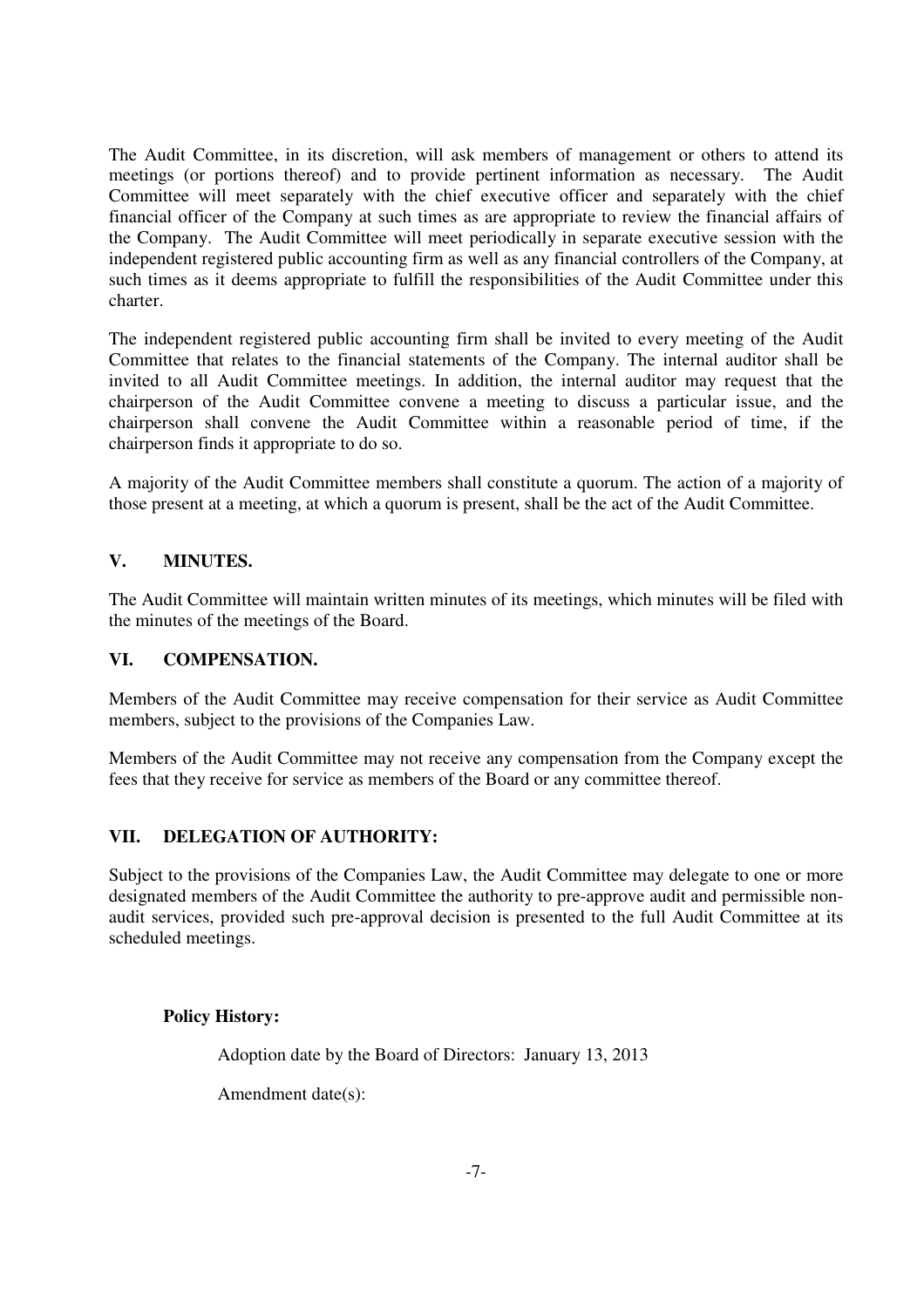The Audit Committee, in its discretion, will ask members of management or others to attend its meetings (or portions thereof) and to provide pertinent information as necessary. The Audit Committee will meet separately with the chief executive officer and separately with the chief financial officer of the Company at such times as are appropriate to review the financial affairs of the Company. The Audit Committee will meet periodically in separate executive session with the independent registered public accounting firm as well as any financial controllers of the Company, at such times as it deems appropriate to fulfill the responsibilities of the Audit Committee under this charter.

The independent registered public accounting firm shall be invited to every meeting of the Audit Committee that relates to the financial statements of the Company. The internal auditor shall be invited to all Audit Committee meetings. In addition, the internal auditor may request that the chairperson of the Audit Committee convene a meeting to discuss a particular issue, and the chairperson shall convene the Audit Committee within a reasonable period of time, if the chairperson finds it appropriate to do so.

A majority of the Audit Committee members shall constitute a quorum. The action of a majority of those present at a meeting, at which a quorum is present, shall be the act of the Audit Committee.

## V. MINUTES.

The Audit Committee will maintain written minutes of its meetings, which minutes will be filed with the minutes of the meetings of the Board.

## VI. COMPENSATION.

Members of the Audit Committee may receive compensation for their service as Audit Committee members, subject to the provisions of the Companies Law.

Members of the Audit Committee may not receive any compensation from the Company except the fees that they receive for service as members of the Board or any committee thereof.

## VII. DELEGATION OF AUTHORITY:

Subject to the provisions of the Companies Law, the Audit Committee may delegate to one or more designated members of the Audit Committee the authority to pre-approve audit and permissible non-audit services, provided such pre-approval decision is presented to the full Audit Committee at its scheduled meetings.

**Policy History:**

Adoption date by the Board of Directors: January 13, 2013

Amendment date(s):